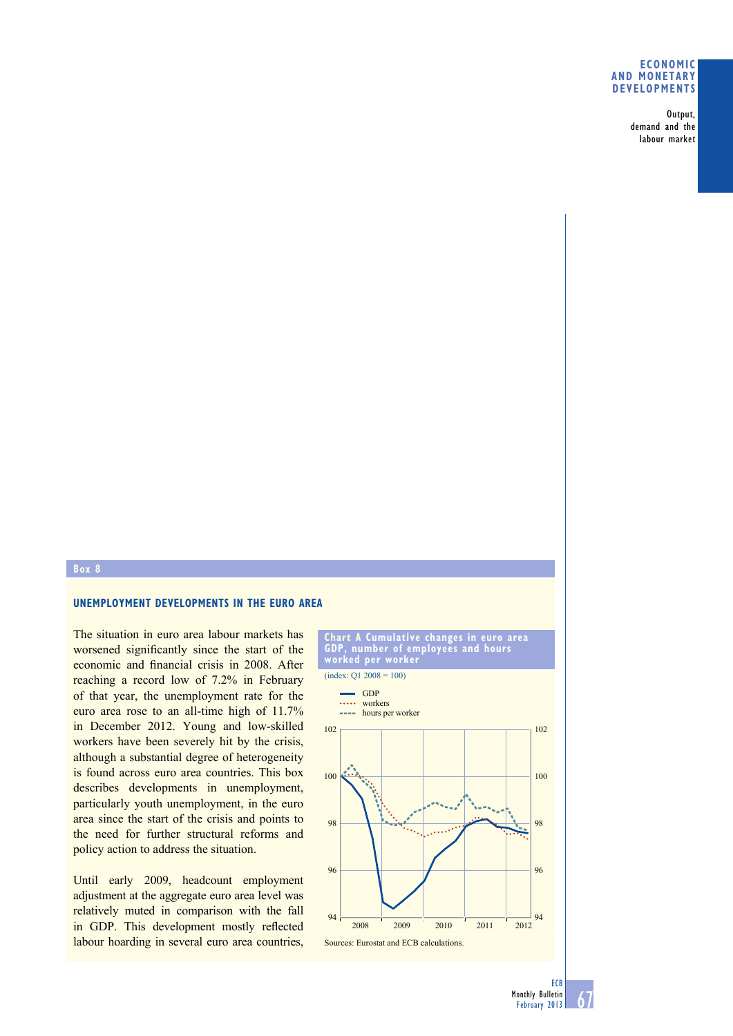## Box 8

### UNEMPLOYMENT DEVELOPMENTS IN THE EURO AREA

The situation in euro area labour markets has worsened significantly since the start of the economic and financial crisis in 2008. After reaching a record low of 7.2% in February of that year, the unemployment rate for the euro area rose to an all-time high of 11.7% in December 2012. Young and low-skilled workers have been severely hit by the crisis, although a substantial degree of heterogeneity is found across euro area countries. This box describes developments in unemployment, particularly youth unemployment, in the euro area since the start of the crisis and points to the need for further structural reforms and policy action to address the situation.

Until early 2009, headcount employment adjustment at the aggregate euro area level was relatively muted in comparison with the fall in GDP. This development mostly reflected labour hoarding in several euro area countries,

**Chart A Cumulative changes in euro area GDP, number of employees and hours worked per worker**

(index: Q1 2008 = 100)

Sources: Eurostat and ECB calculations.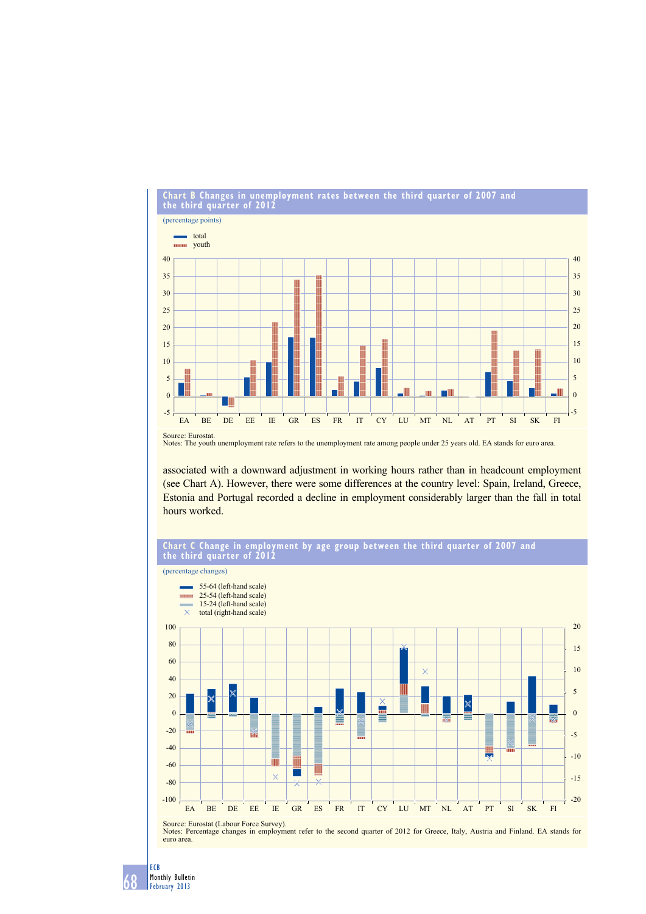**Chart B Changes in unemployment rates between the third quarter of 2007 and the third quarter of 2012**

(percentage points)

- total
- youth

Source: Eurostat.
Notes: The youth unemployment rate refers to the unemployment rate among people under 25 years old. EA stands for euro area.

associated with a downward adjustment in working hours rather than in headcount employment (see Chart A). However, there were some differences at the country level: Spain, Ireland, Greece, Estonia and Portugal recorded a decline in employment considerably larger than the fall in total hours worked.

**Chart C Change in employment by age group between the third quarter of 2007 and the third quarter of 2012**

(percentage changes)

- 55-64 (left-hand scale)
- 25-54 (left-hand scale)
- 15-24 (left-hand scale)
- total (right-hand scale)

Source: Eurostat (Labour Force Survey).
Notes: Percentage changes in employment refer to the second quarter of 2012 for Greece, Italy, Austria and Finland. EA stands for euro area.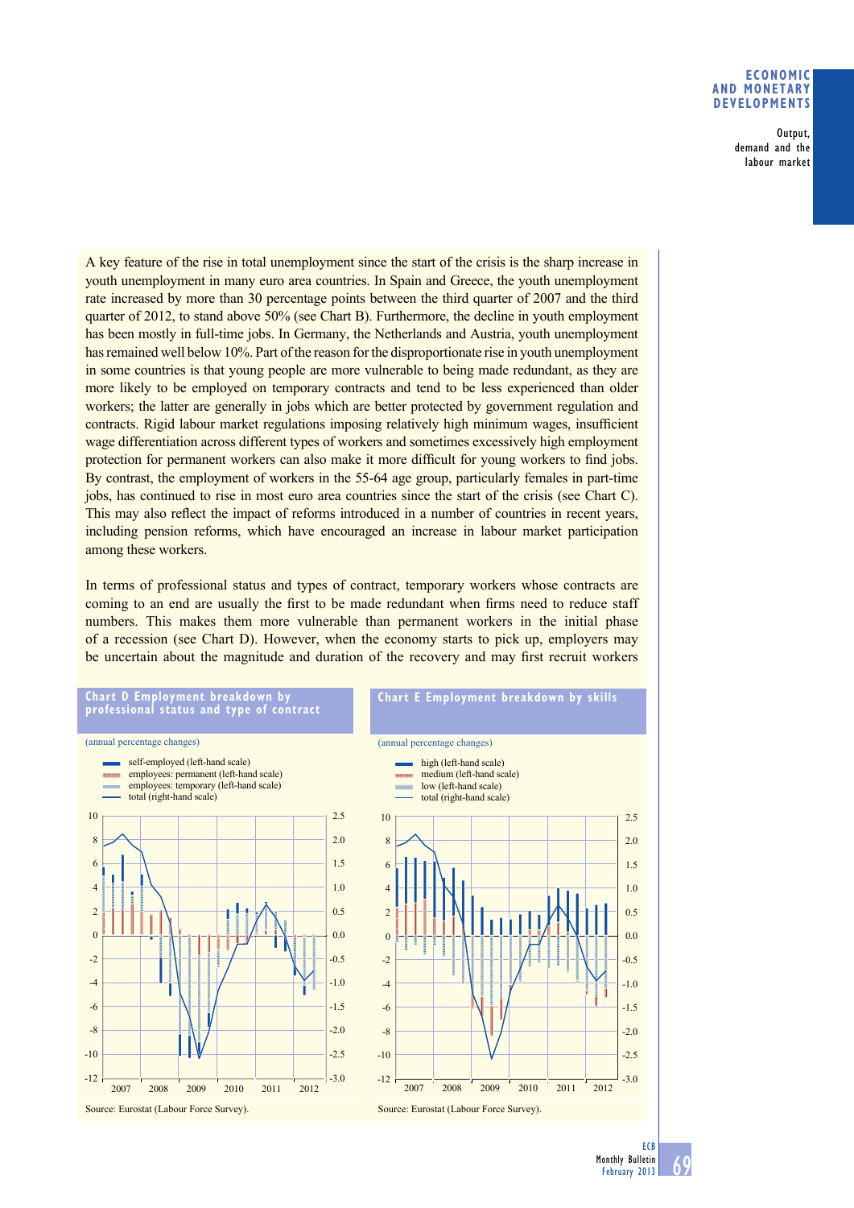A key feature of the rise in total unemployment since the start of the crisis is the sharp increase in youth unemployment in many euro area countries. In Spain and Greece, the youth unemployment rate increased by more than 30 percentage points between the third quarter of 2007 and the third quarter of 2012, to stand above 50% (see Chart B). Furthermore, the decline in youth employment has been mostly in full-time jobs. In Germany, the Netherlands and Austria, youth unemployment has remained well below 10%. Part of the reason for the disproportionate rise in youth unemployment in some countries is that young people are more vulnerable to being made redundant, as they are more likely to be employed on temporary contracts and tend to be less experienced than older workers; the latter are generally in jobs which are better protected by government regulation and contracts. Rigid labour market regulations imposing relatively high minimum wages, insufficient wage differentiation across different types of workers and sometimes excessively high employment protection for permanent workers can also make it more difficult for young workers to find jobs. By contrast, the employment of workers in the 55-64 age group, particularly females in part-time jobs, has continued to rise in most euro area countries since the start of the crisis (see Chart C). This may also reflect the impact of reforms introduced in a number of countries in recent years, including pension reforms, which have encouraged an increase in labour market participation among these workers.

In terms of professional status and types of contract, temporary workers whose contracts are coming to an end are usually the first to be made redundant when firms need to reduce staff numbers. This makes them more vulnerable than permanent workers in the initial phase of a recession (see Chart D). However, when the economy starts to pick up, employers may be uncertain about the magnitude and duration of the recovery and may first recruit workers

**Chart D Employment breakdown by professional status and type of contract**

(annual percentage changes)

- self-employed (left-hand scale)
- employees: permanent (left-hand scale)
- employees: temporary (left-hand scale)
- total (right-hand scale)

Source: Eurostat (Labour Force Survey).

**Chart E Employment breakdown by skills**

(annual percentage changes)

- high (left-hand scale)
- medium (left-hand scale)
- low (left-hand scale)
- total (right-hand scale)

Source: Eurostat (Labour Force Survey).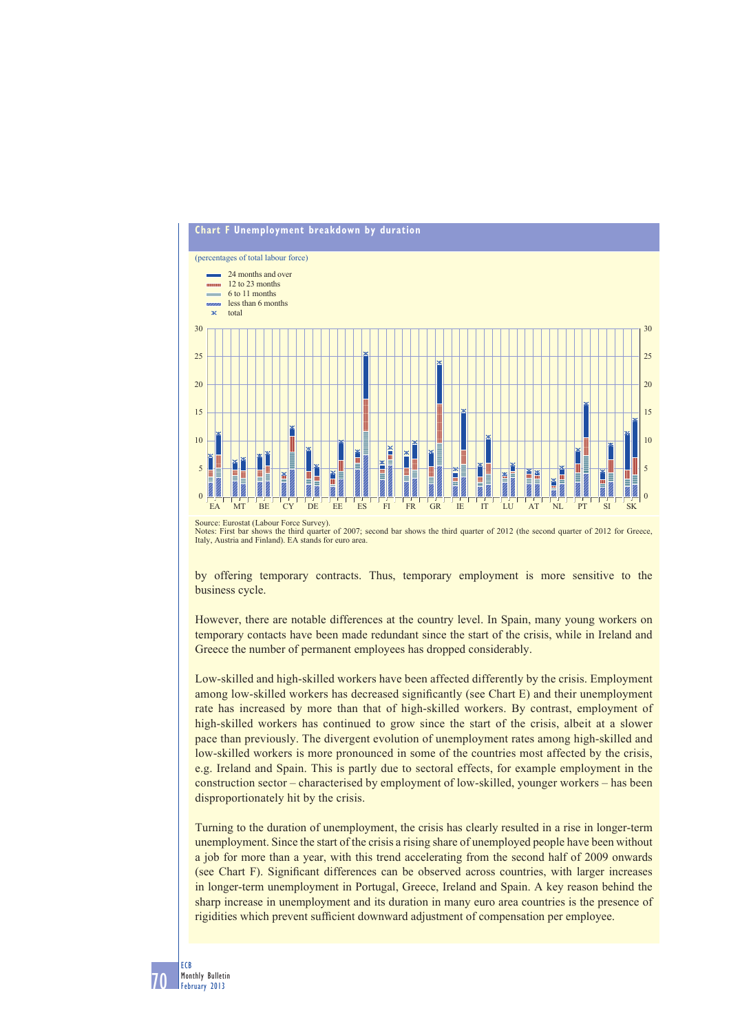**Chart F Unemployment breakdown by duration**

(percentages of total labour force)

Source: Eurostat (Labour Force Survey).
Notes: First bar shows the third quarter of 2007; second bar shows the third quarter of 2012 (the second quarter of 2012 for Greece, Italy, Austria and Finland). EA stands for euro area.

by offering temporary contracts. Thus, temporary employment is more sensitive to the business cycle.

However, there are notable differences at the country level. In Spain, many young workers on temporary contacts have been made redundant since the start of the crisis, while in Ireland and Greece the number of permanent employees has dropped considerably.

Low-skilled and high-skilled workers have been affected differently by the crisis. Employment among low-skilled workers has decreased significantly (see Chart E) and their unemployment rate has increased by more than that of high-skilled workers. By contrast, employment of high-skilled workers has continued to grow since the start of the crisis, albeit at a slower pace than previously. The divergent evolution of unemployment rates among high-skilled and low-skilled workers is more pronounced in some of the countries most affected by the crisis, e.g. Ireland and Spain. This is partly due to sectoral effects, for example employment in the construction sector – characterised by employment of low-skilled, younger workers – has been disproportionately hit by the crisis.

Turning to the duration of unemployment, the crisis has clearly resulted in a rise in longer-term unemployment. Since the start of the crisis a rising share of unemployed people have been without a job for more than a year, with this trend accelerating from the second half of 2009 onwards (see Chart F). Significant differences can be observed across countries, with larger increases in longer-term unemployment in Portugal, Greece, Ireland and Spain. A key reason behind the sharp increase in unemployment and its duration in many euro area countries is the presence of rigidities which prevent sufficient downward adjustment of compensation per employee.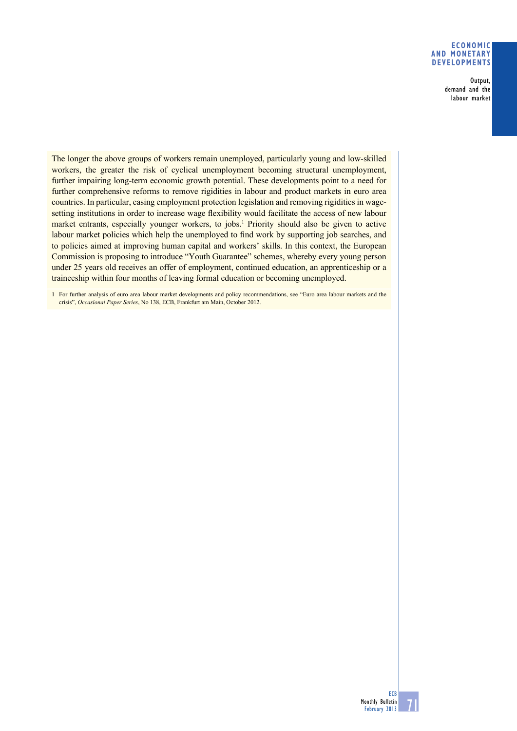The longer the above groups of workers remain unemployed, particularly young and low-skilled workers, the greater the risk of cyclical unemployment becoming structural unemployment, further impairing long-term economic growth potential. These developments point to a need for further comprehensive reforms to remove rigidities in labour and product markets in euro area countries. In particular, easing employment protection legislation and removing rigidities in wage-setting institutions in order to increase wage flexibility would facilitate the access of new labour market entrants, especially younger workers, to jobs.[1] Priority should also be given to active labour market policies which help the unemployed to find work by supporting job searches, and to policies aimed at improving human capital and workers' skills. In this context, the European Commission is proposing to introduce "Youth Guarantee" schemes, whereby every young person under 25 years old receives an offer of employment, continued education, an apprenticeship or a traineeship within four months of leaving formal education or becoming unemployed.

1 For further analysis of euro area labour market developments and policy recommendations, see "Euro area labour markets and the crisis", *Occasional Paper Series*, No 138, ECB, Frankfurt am Main, October 2012.